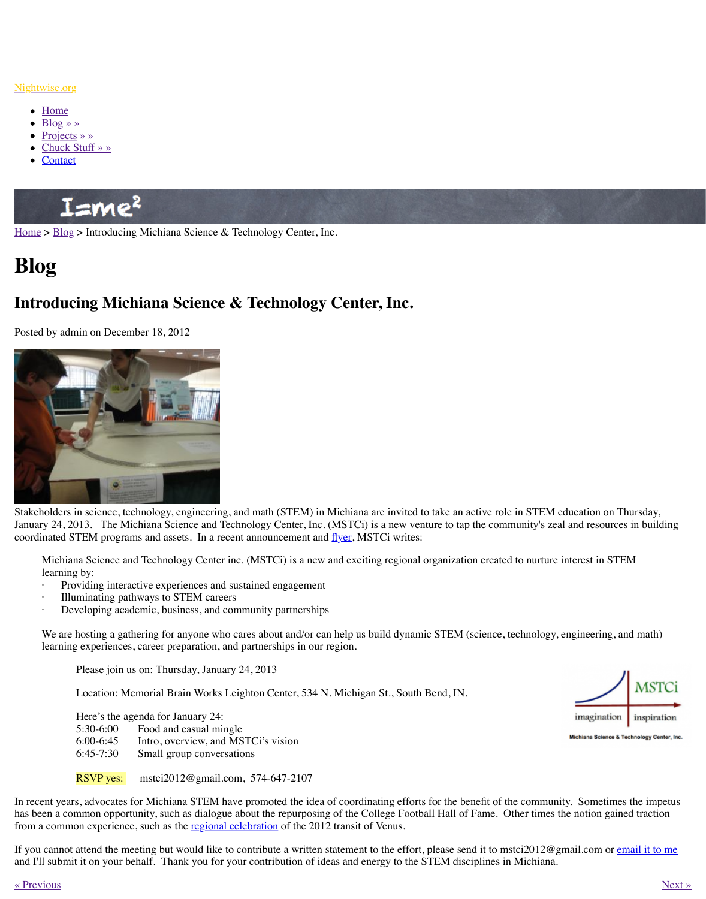Nightwise.org

- Home
- Blog » »
- Projects » »
- Chuck Stuff » »
- Contact

Home > Blog > Introducing Michiana Science & Technology Center, Inc.

# Blog

## Introducing Michiana Science & Technology Center, Inc.

Posted by admin on December 18, 2012

Stakeholders in science, technology, engineering, and math (STEM) in Michiana are invited to take an active role in STEM education on Thursday, January 24, 2013. The Michiana Science and Technology Center, Inc. (MSTCi) is a new venture to tap the community's zeal and resources in building coordinated STEM programs and assets. In a recent announcement and flyer, MSTCi writes:

> Michiana Science and Technology Center inc. (MSTCi) is a new and exciting regional organization created to nurture interest in STEM learning by:
>
> - Providing interactive experiences and sustained engagement
> - Illuminating pathways to STEM careers
> - Developing academic, business, and community partnerships
>
> We are hosting a gathering for anyone who cares about and/or can help us build dynamic STEM (science, technology, engineering, and math) learning experiences, career preparation, and partnerships in our region.
>
> > Please join us on: Thursday, January 24, 2013
> >
> > Location: Memorial Brain Works Leighton Center, 534 N. Michigan St., South Bend, IN.
> >
> > Here's the agenda for January 24:
> > 5:30-6:00 Food and casual mingle
> > 6:00-6:45 Intro, overview, and MSTCi's vision
> > 6:45-7:30 Small group conversations
> >
> > RSVP yes: mstci2012@gmail.com, 574-647-2107

In recent years, advocates for Michiana STEM have promoted the idea of coordinating efforts for the benefit of the community. Sometimes the impetus has been a common opportunity, such as dialogue about the repurposing of the College Football Hall of Fame. Other times the notion gained traction from a common experience, such as the regional celebration of the 2012 transit of Venus.

If you cannot attend the meeting but would like to contribute a written statement to the effort, please send it to mstci2012@gmail.com or email it to me and I'll submit it on your behalf. Thank you for your contribution of ideas and energy to the STEM disciplines in Michiana.

« Previous Next »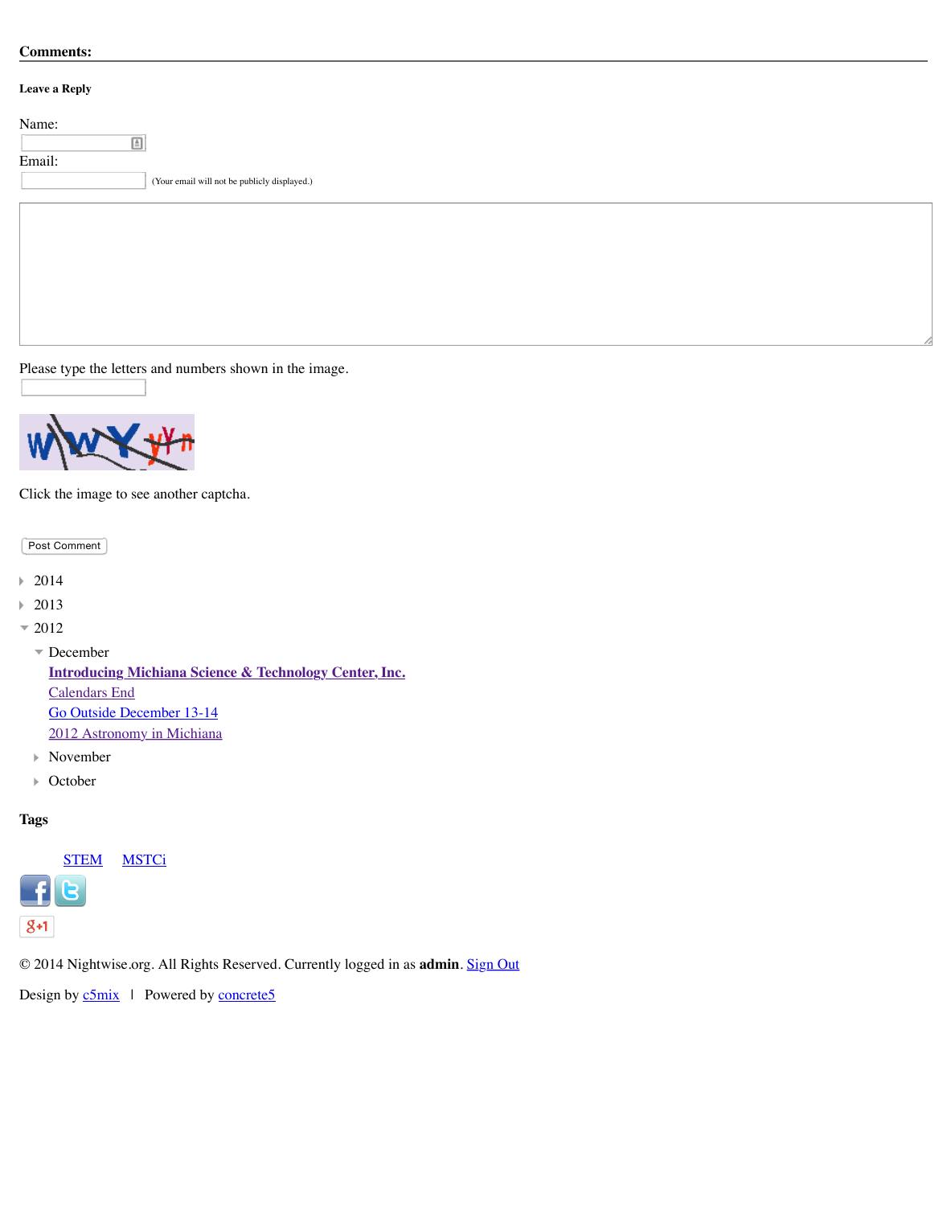**Comments:**

**Leave a Reply**

Name:

Email:

(Your email will not be publicly displayed.)

Please type the letters and numbers shown in the image.

Click the image to see another captcha.

Post Comment

- 2014
- 2013
- 2012
  - December
    - **Introducing Michiana Science & Technology Center, Inc.**
    - Calendars End
    - Go Outside December 13-14
    - 2012 Astronomy in Michiana
  - November
  - October

**Tags**

STEM MSTCi

© 2014 Nightwise.org. All Rights Reserved. Currently logged in as **admin**. Sign Out

Design by c5mix | Powered by concrete5